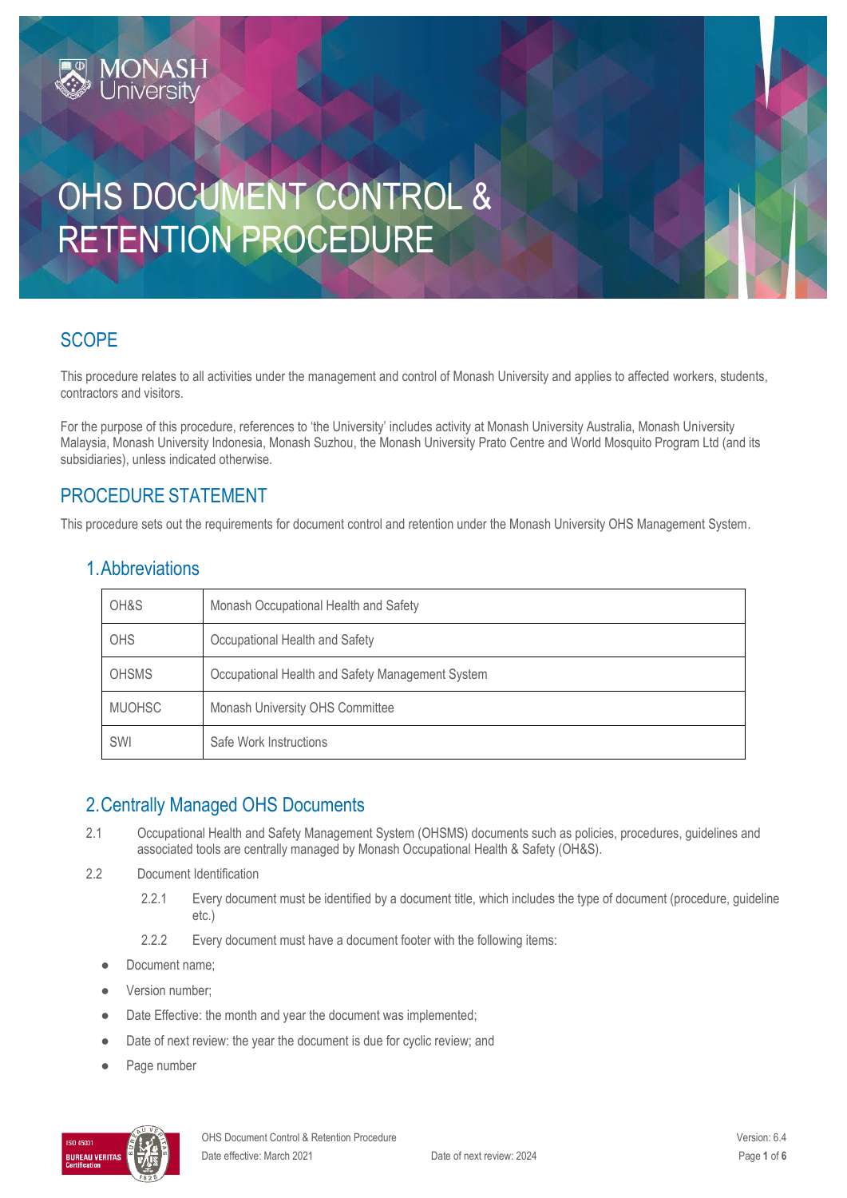# OHS DOCUMENT CONTROL & RETENTION PROCEDURE

## SCOPE

This procedure relates to all activities under the management and control of Monash University and applies to affected workers, students, contractors and visitors.

For the purpose of this procedure, references to 'the University' includes activity at Monash University Australia, Monash University Malaysia, Monash University Indonesia, Monash Suzhou, the Monash University Prato Centre and World Mosquito Program Ltd (and its subsidiaries), unless indicated otherwise.

## PROCEDURE STATEMENT

This procedure sets out the requirements for document control and retention under the Monash University OHS Management System.

### 1. Abbreviations

| | |
|---|---|
| OH&S | Monash Occupational Health and Safety |
| OHS | Occupational Health and Safety |
| OHSMS | Occupational Health and Safety Management System |
| MUOHSC | Monash University OHS Committee |
| SWI | Safe Work Instructions |

### 2. Centrally Managed OHS Documents

2.1 Occupational Health and Safety Management System (OHSMS) documents such as policies, procedures, guidelines and associated tools are centrally managed by Monash Occupational Health & Safety (OH&S).

2.2 Document Identification

2.2.1 Every document must be identified by a document title, which includes the type of document (procedure, guideline etc.)

2.2.2 Every document must have a document footer with the following items:

- Document name;
- Version number;
- Date Effective: the month and year the document was implemented;
- Date of next review: the year the document is due for cyclic review; and
- Page number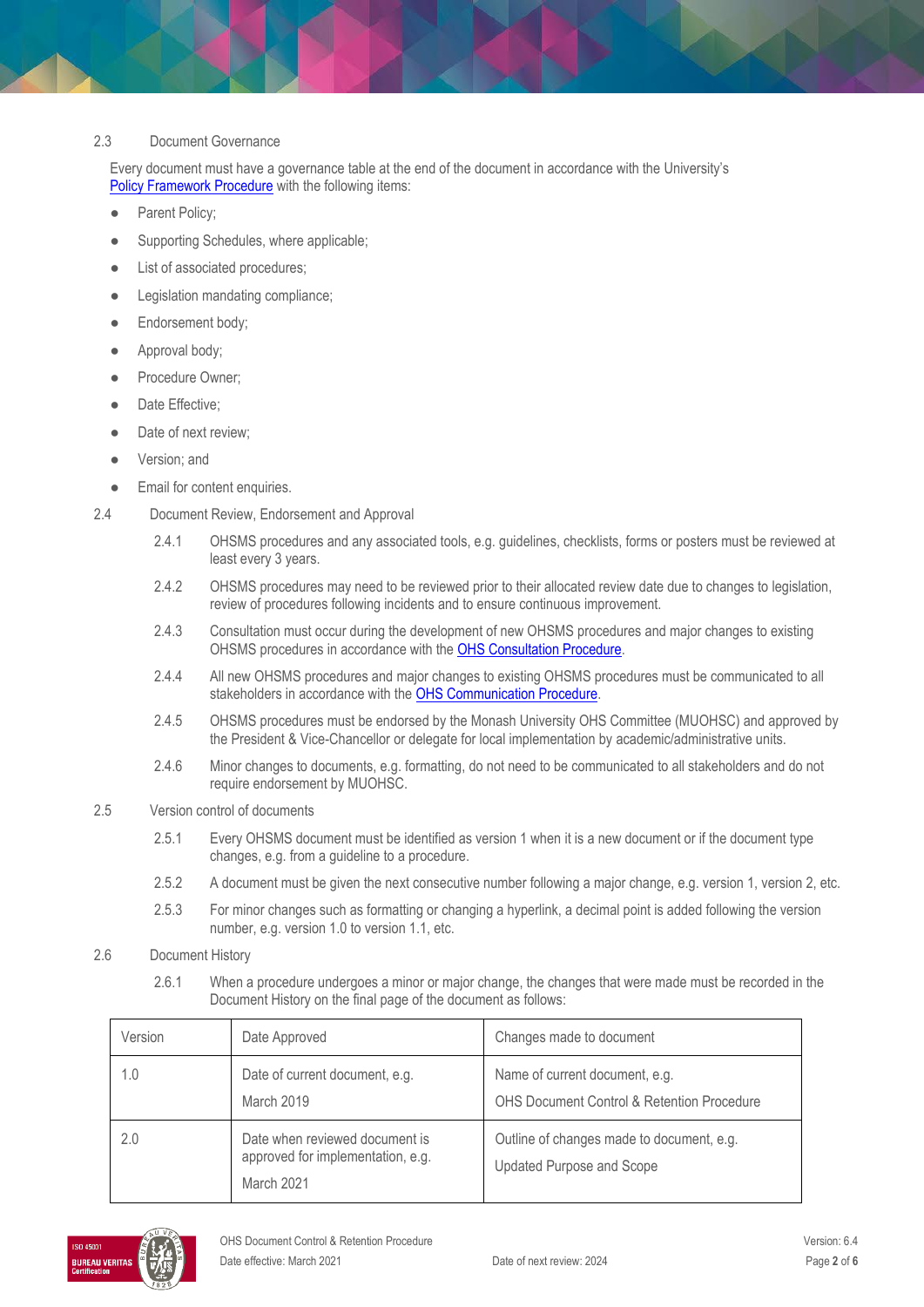### 2.3 Document Governance

Every document must have a governance table at the end of the document in accordance with the University's [Policy Framework Procedure](#) with the following items:

- Parent Policy;
- Supporting Schedules, where applicable;
- List of associated procedures;
- Legislation mandating compliance;
- Endorsement body;
- Approval body;
- Procedure Owner;
- Date Effective;
- Date of next review;
- Version; and
- Email for content enquiries.

### 2.4 Document Review, Endorsement and Approval

2.4.1 OHSMS procedures and any associated tools, e.g. guidelines, checklists, forms or posters must be reviewed at least every 3 years.

2.4.2 OHSMS procedures may need to be reviewed prior to their allocated review date due to changes to legislation, review of procedures following incidents and to ensure continuous improvement.

2.4.3 Consultation must occur during the development of new OHSMS procedures and major changes to existing OHSMS procedures in accordance with the [OHS Consultation Procedure](#).

2.4.4 All new OHSMS procedures and major changes to existing OHSMS procedures must be communicated to all stakeholders in accordance with the [OHS Communication Procedure](#).

2.4.5 OHSMS procedures must be endorsed by the Monash University OHS Committee (MUOHSC) and approved by the President & Vice-Chancellor or delegate for local implementation by academic/administrative units.

2.4.6 Minor changes to documents, e.g. formatting, do not need to be communicated to all stakeholders and do not require endorsement by MUOHSC.

### 2.5 Version control of documents

2.5.1 Every OHSMS document must be identified as version 1 when it is a new document or if the document type changes, e.g. from a guideline to a procedure.

2.5.2 A document must be given the next consecutive number following a major change, e.g. version 1, version 2, etc.

2.5.3 For minor changes such as formatting or changing a hyperlink, a decimal point is added following the version number, e.g. version 1.0 to version 1.1, etc.

### 2.6 Document History

2.6.1 When a procedure undergoes a minor or major change, the changes that were made must be recorded in the Document History on the final page of the document as follows:

| Version | Date Approved | Changes made to document |
|---|---|---|
| 1.0 | Date of current document, e.g. March 2019 | Name of current document, e.g. OHS Document Control & Retention Procedure |
| 2.0 | Date when reviewed document is approved for implementation, e.g. March 2021 | Outline of changes made to document, e.g. Updated Purpose and Scope |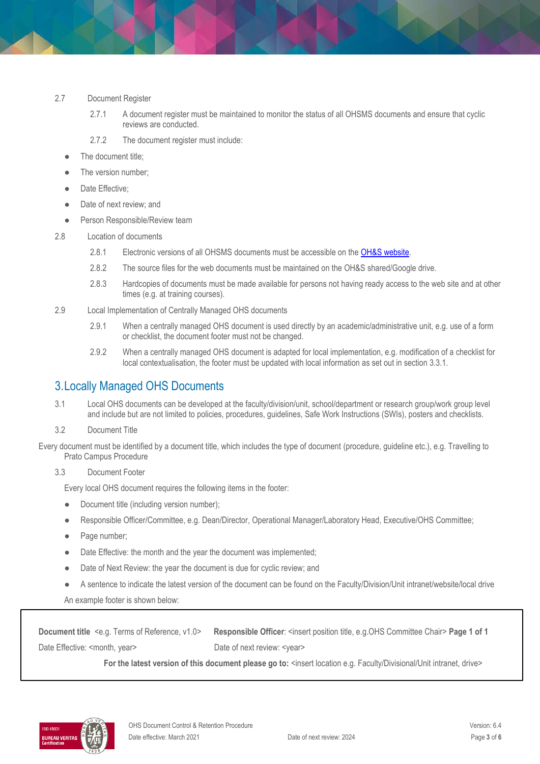2.7 Document Register

2.7.1 A document register must be maintained to monitor the status of all OHSMS documents and ensure that cyclic reviews are conducted.

2.7.2 The document register must include:

- The document title;
- The version number;
- Date Effective;
- Date of next review; and
- Person Responsible/Review team

2.8 Location of documents

2.8.1 Electronic versions of all OHSMS documents must be accessible on the [OH&S website](#).

2.8.2 The source files for the web documents must be maintained on the OH&S shared/Google drive.

2.8.3 Hardcopies of documents must be made available for persons not having ready access to the web site and at other times (e.g. at training courses).

2.9 Local Implementation of Centrally Managed OHS documents

2.9.1 When a centrally managed OHS document is used directly by an academic/administrative unit, e.g. use of a form or checklist, the document footer must not be changed.

2.9.2 When a centrally managed OHS document is adapted for local implementation, e.g. modification of a checklist for local contextualisation, the footer must be updated with local information as set out in section 3.3.1.

## 3. Locally Managed OHS Documents

3.1 Local OHS documents can be developed at the faculty/division/unit, school/department or research group/work group level and include but are not limited to policies, procedures, guidelines, Safe Work Instructions (SWIs), posters and checklists.

3.2 Document Title

Every document must be identified by a document title, which includes the type of document (procedure, guideline etc.), e.g. Travelling to Prato Campus Procedure

3.3 Document Footer

Every local OHS document requires the following items in the footer:

- Document title (including version number);
- Responsible Officer/Committee, e.g. Dean/Director, Operational Manager/Laboratory Head, Executive/OHS Committee;
- Page number;
- Date Effective: the month and the year the document was implemented;
- Date of Next Review: the year the document is due for cyclic review; and
- A sentence to indicate the latest version of the document can be found on the Faculty/Division/Unit intranet/website/local drive

An example footer is shown below:

**Document title** <e.g. Terms of Reference, v1.0> **Responsible Officer**: <insert position title, e.g.OHS Committee Chair> **Page 1 of 1**

Date Effective: <month, year> Date of next review: <year>

**For the latest version of this document please go to:** <insert location e.g. Faculty/Divisional/Unit intranet, drive>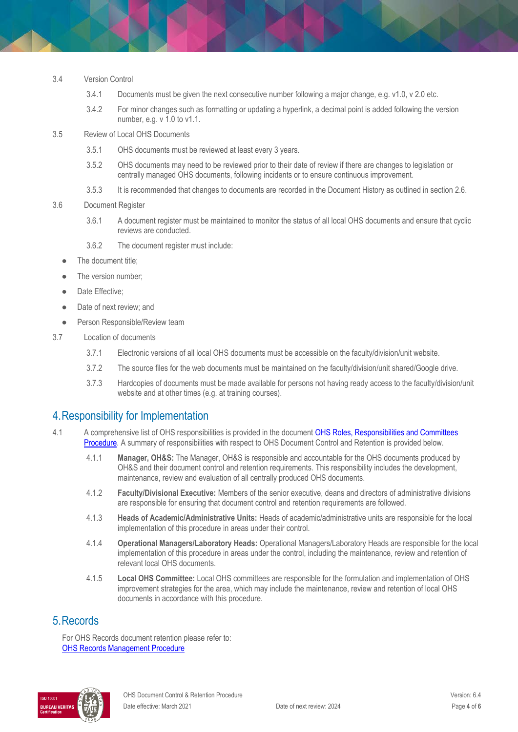3.4 Version Control

3.4.1 Documents must be given the next consecutive number following a major change, e.g. v1.0, v 2.0 etc.

3.4.2 For minor changes such as formatting or updating a hyperlink, a decimal point is added following the version number, e.g. v 1.0 to v1.1.

3.5 Review of Local OHS Documents

3.5.1 OHS documents must be reviewed at least every 3 years.

3.5.2 OHS documents may need to be reviewed prior to their date of review if there are changes to legislation or centrally managed OHS documents, following incidents or to ensure continuous improvement.

3.5.3 It is recommended that changes to documents are recorded in the Document History as outlined in section 2.6.

3.6 Document Register

3.6.1 A document register must be maintained to monitor the status of all local OHS documents and ensure that cyclic reviews are conducted.

3.6.2 The document register must include:

- The document title;
- The version number;
- Date Effective;
- Date of next review; and
- Person Responsible/Review team

3.7 Location of documents

3.7.1 Electronic versions of all local OHS documents must be accessible on the faculty/division/unit website.

3.7.2 The source files for the web documents must be maintained on the faculty/division/unit shared/Google drive.

3.7.3 Hardcopies of documents must be made available for persons not having ready access to the faculty/division/unit website and at other times (e.g. at training courses).

## 4. Responsibility for Implementation

4.1 A comprehensive list of OHS responsibilities is provided in the document OHS Roles, Responsibilities and Committees Procedure. A summary of responsibilities with respect to OHS Document Control and Retention is provided below.

4.1.1 **Manager, OH&S:** The Manager, OH&S is responsible and accountable for the OHS documents produced by OH&S and their document control and retention requirements. This responsibility includes the development, maintenance, review and evaluation of all centrally produced OHS documents.

4.1.2 **Faculty/Divisional Executive:** Members of the senior executive, deans and directors of administrative divisions are responsible for ensuring that document control and retention requirements are followed.

4.1.3 **Heads of Academic/Administrative Units:** Heads of academic/administrative units are responsible for the local implementation of this procedure in areas under their control.

4.1.4 **Operational Managers/Laboratory Heads:** Operational Managers/Laboratory Heads are responsible for the local implementation of this procedure in areas under the control, including the maintenance, review and retention of relevant local OHS documents.

4.1.5 **Local OHS Committee:** Local OHS committees are responsible for the formulation and implementation of OHS improvement strategies for the area, which may include the maintenance, review and retention of local OHS documents in accordance with this procedure.

## 5. Records

For OHS Records document retention please refer to:
OHS Records Management Procedure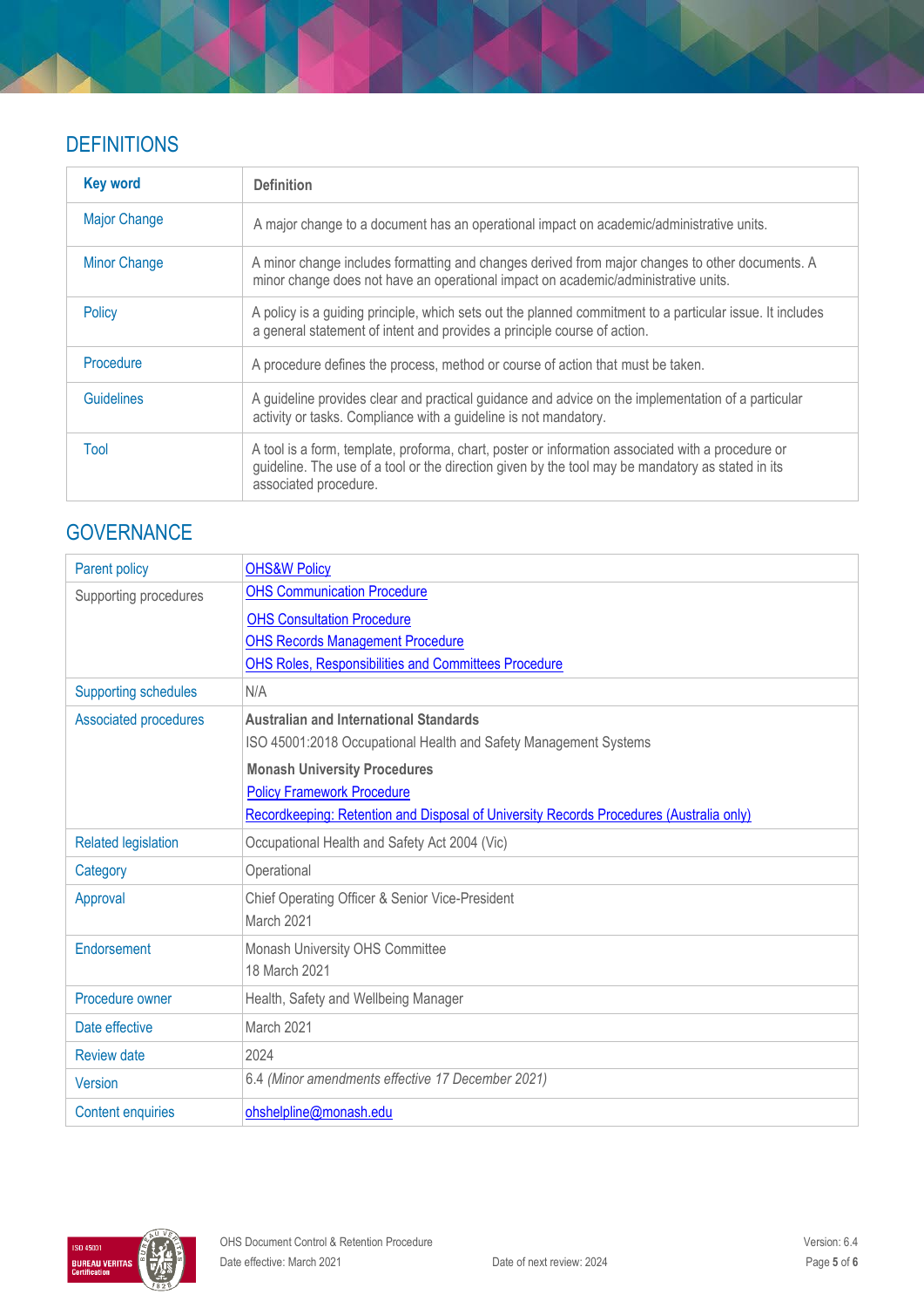## DEFINITIONS

| Key word | Definition |
|---|---|
| Major Change | A major change to a document has an operational impact on academic/administrative units. |
| Minor Change | A minor change includes formatting and changes derived from major changes to other documents. A minor change does not have an operational impact on academic/administrative units. |
| Policy | A policy is a guiding principle, which sets out the planned commitment to a particular issue. It includes a general statement of intent and provides a principle course of action. |
| Procedure | A procedure defines the process, method or course of action that must be taken. |
| Guidelines | A guideline provides clear and practical guidance and advice on the implementation of a particular activity or tasks. Compliance with a guideline is not mandatory. |
| Tool | A tool is a form, template, proforma, chart, poster or information associated with a procedure or guideline. The use of a tool or the direction given by the tool may be mandatory as stated in its associated procedure. |

## GOVERNANCE

| | |
|---|---|
| Parent policy | OHS&W Policy |
| Supporting procedures | OHS Communication Procedure<br>OHS Consultation Procedure<br>OHS Records Management Procedure<br>OHS Roles, Responsibilities and Committees Procedure |
| Supporting schedules | N/A |
| Associated procedures | **Australian and International Standards**<br>ISO 45001:2018 Occupational Health and Safety Management Systems<br>**Monash University Procedures**<br>Policy Framework Procedure<br>Recordkeeping: Retention and Disposal of University Records Procedures (Australia only) |
| Related legislation | Occupational Health and Safety Act 2004 (Vic) |
| Category | Operational |
| Approval | Chief Operating Officer & Senior Vice-President<br>March 2021 |
| Endorsement | Monash University OHS Committee<br>18 March 2021 |
| Procedure owner | Health, Safety and Wellbeing Manager |
| Date effective | March 2021 |
| Review date | 2024 |
| Version | 6.4 *(Minor amendments effective 17 December 2021)* |
| Content enquiries | ohshelpline@monash.edu |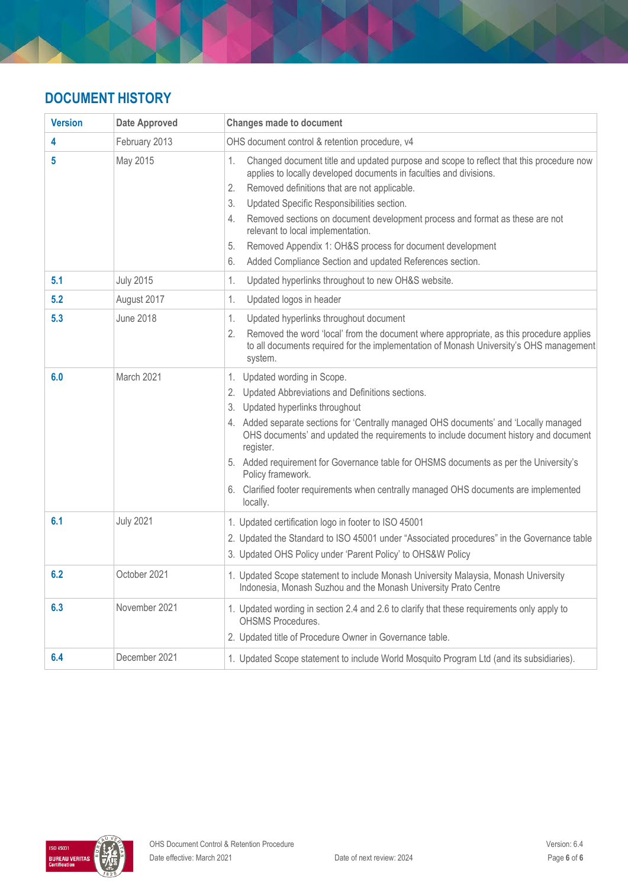## DOCUMENT HISTORY

| Version | Date Approved | Changes made to document |
|---|---|---|
| 4 | February 2013 | OHS document control & retention procedure, v4 |
| 5 | May 2015 | 1. Changed document title and updated purpose and scope to reflect that this procedure now applies to locally developed documents in faculties and divisions.<br>2. Removed definitions that are not applicable.<br>3. Updated Specific Responsibilities section.<br>4. Removed sections on document development process and format as these are not relevant to local implementation.<br>5. Removed Appendix 1: OH&S process for document development<br>6. Added Compliance Section and updated References section. |
| 5.1 | July 2015 | 1. Updated hyperlinks throughout to new OH&S website. |
| 5.2 | August 2017 | 1. Updated logos in header |
| 5.3 | June 2018 | 1. Updated hyperlinks throughout document<br>2. Removed the word 'local' from the document where appropriate, as this procedure applies to all documents required for the implementation of Monash University's OHS management system. |
| 6.0 | March 2021 | 1. Updated wording in Scope.<br>2. Updated Abbreviations and Definitions sections.<br>3. Updated hyperlinks throughout<br>4. Added separate sections for 'Centrally managed OHS documents' and 'Locally managed OHS documents' and updated the requirements to include document history and document register.<br>5. Added requirement for Governance table for OHSMS documents as per the University's Policy framework.<br>6. Clarified footer requirements when centrally managed OHS documents are implemented locally. |
| 6.1 | July 2021 | 1. Updated certification logo in footer to ISO 45001<br>2. Updated the Standard to ISO 45001 under "Associated procedures" in the Governance table<br>3. Updated OHS Policy under 'Parent Policy' to OHS&W Policy |
| 6.2 | October 2021 | 1. Updated Scope statement to include Monash University Malaysia, Monash University Indonesia, Monash Suzhou and the Monash University Prato Centre |
| 6.3 | November 2021 | 1. Updated wording in section 2.4 and 2.6 to clarify that these requirements only apply to OHSMS Procedures.<br>2. Updated title of Procedure Owner in Governance table. |
| 6.4 | December 2021 | 1. Updated Scope statement to include World Mosquito Program Ltd (and its subsidiaries). |